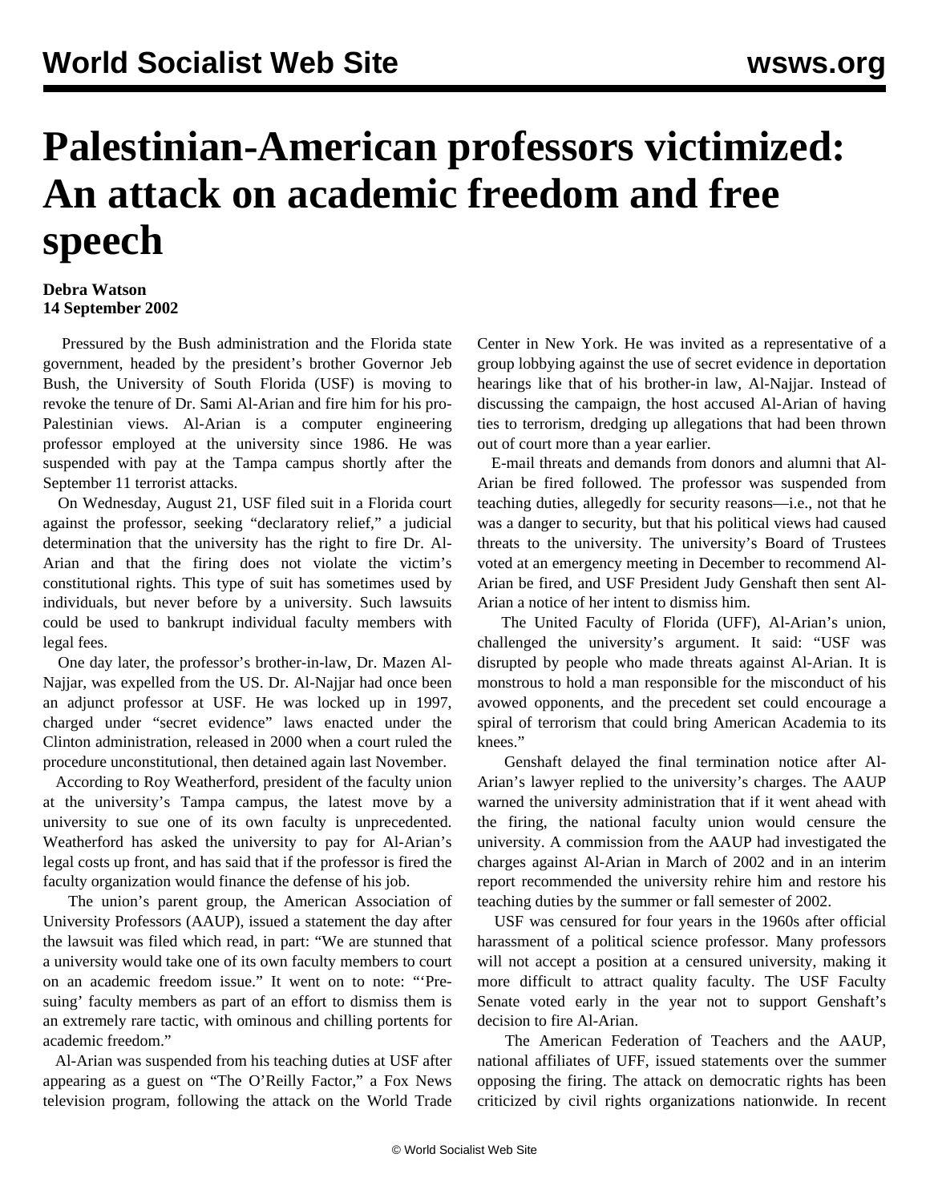# Palestinian-American professors victimized: An attack on academic freedom and free speech

**Debra Watson**
**14 September 2002**

Pressured by the Bush administration and the Florida state government, headed by the president's brother Governor Jeb Bush, the University of South Florida (USF) is moving to revoke the tenure of Dr. Sami Al-Arian and fire him for his pro-Palestinian views. Al-Arian is a computer engineering professor employed at the university since 1986. He was suspended with pay at the Tampa campus shortly after the September 11 terrorist attacks.

On Wednesday, August 21, USF filed suit in a Florida court against the professor, seeking "declaratory relief," a judicial determination that the university has the right to fire Dr. Al-Arian and that the firing does not violate the victim's constitutional rights. This type of suit has sometimes used by individuals, but never before by a university. Such lawsuits could be used to bankrupt individual faculty members with legal fees.

One day later, the professor's brother-in-law, Dr. Mazen Al-Najjar, was expelled from the US. Dr. Al-Najjar had once been an adjunct professor at USF. He was locked up in 1997, charged under "secret evidence" laws enacted under the Clinton administration, released in 2000 when a court ruled the procedure unconstitutional, then detained again last November.

According to Roy Weatherford, president of the faculty union at the university's Tampa campus, the latest move by a university to sue one of its own faculty is unprecedented. Weatherford has asked the university to pay for Al-Arian's legal costs up front, and has said that if the professor is fired the faculty organization would finance the defense of his job.

The union's parent group, the American Association of University Professors (AAUP), issued a statement the day after the lawsuit was filed which read, in part: "We are stunned that a university would take one of its own faculty members to court on an academic freedom issue." It went on to note: "'Pre-suing' faculty members as part of an effort to dismiss them is an extremely rare tactic, with ominous and chilling portents for academic freedom."

Al-Arian was suspended from his teaching duties at USF after appearing as a guest on "The O'Reilly Factor," a Fox News television program, following the attack on the World Trade Center in New York. He was invited as a representative of a group lobbying against the use of secret evidence in deportation hearings like that of his brother-in law, Al-Najjar. Instead of discussing the campaign, the host accused Al-Arian of having ties to terrorism, dredging up allegations that had been thrown out of court more than a year earlier.

E-mail threats and demands from donors and alumni that Al-Arian be fired followed. The professor was suspended from teaching duties, allegedly for security reasons—i.e., not that he was a danger to security, but that his political views had caused threats to the university. The university's Board of Trustees voted at an emergency meeting in December to recommend Al-Arian be fired, and USF President Judy Genshaft then sent Al-Arian a notice of her intent to dismiss him.

The United Faculty of Florida (UFF), Al-Arian's union, challenged the university's argument. It said: "USF was disrupted by people who made threats against Al-Arian. It is monstrous to hold a man responsible for the misconduct of his avowed opponents, and the precedent set could encourage a spiral of terrorism that could bring American Academia to its knees."

Genshaft delayed the final termination notice after Al-Arian's lawyer replied to the university's charges. The AAUP warned the university administration that if it went ahead with the firing, the national faculty union would censure the university. A commission from the AAUP had investigated the charges against Al-Arian in March of 2002 and in an interim report recommended the university rehire him and restore his teaching duties by the summer or fall semester of 2002.

USF was censured for four years in the 1960s after official harassment of a political science professor. Many professors will not accept a position at a censured university, making it more difficult to attract quality faculty. The USF Faculty Senate voted early in the year not to support Genshaft's decision to fire Al-Arian.

The American Federation of Teachers and the AAUP, national affiliates of UFF, issued statements over the summer opposing the firing. The attack on democratic rights has been criticized by civil rights organizations nationwide. In recent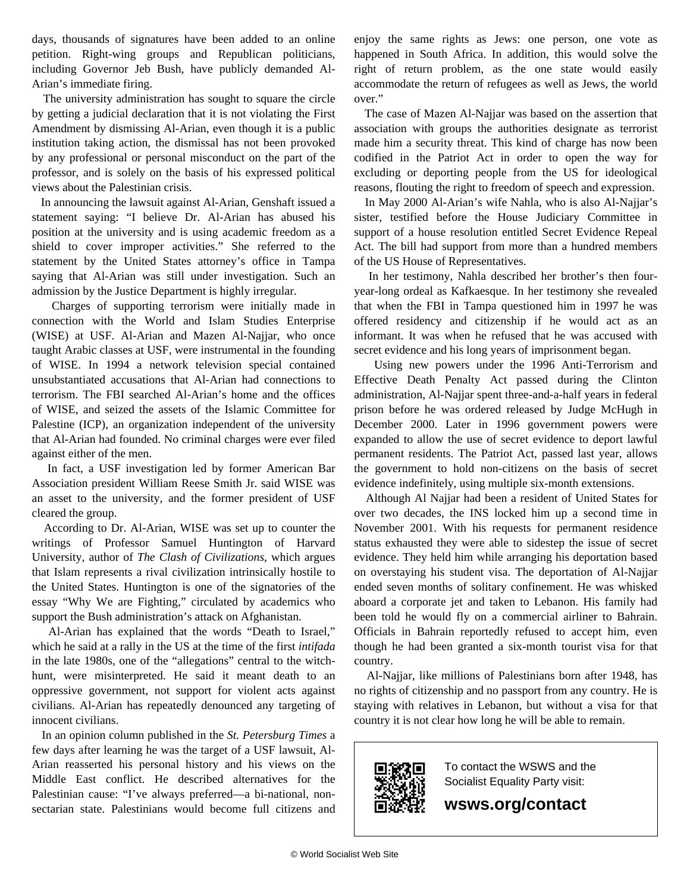days, thousands of signatures have been added to an online petition. Right-wing groups and Republican politicians, including Governor Jeb Bush, have publicly demanded Al-Arian's immediate firing.

The university administration has sought to square the circle by getting a judicial declaration that it is not violating the First Amendment by dismissing Al-Arian, even though it is a public institution taking action, the dismissal has not been provoked by any professional or personal misconduct on the part of the professor, and is solely on the basis of his expressed political views about the Palestinian crisis.

In announcing the lawsuit against Al-Arian, Genshaft issued a statement saying: "I believe Dr. Al-Arian has abused his position at the university and is using academic freedom as a shield to cover improper activities." She referred to the statement by the United States attorney's office in Tampa saying that Al-Arian was still under investigation. Such an admission by the Justice Department is highly irregular.

Charges of supporting terrorism were initially made in connection with the World and Islam Studies Enterprise (WISE) at USF. Al-Arian and Mazen Al-Najjar, who once taught Arabic classes at USF, were instrumental in the founding of WISE. In 1994 a network television special contained unsubstantiated accusations that Al-Arian had connections to terrorism. The FBI searched Al-Arian's home and the offices of WISE, and seized the assets of the Islamic Committee for Palestine (ICP), an organization independent of the university that Al-Arian had founded. No criminal charges were ever filed against either of the men.

In fact, a USF investigation led by former American Bar Association president William Reese Smith Jr. said WISE was an asset to the university, and the former president of USF cleared the group.

According to Dr. Al-Arian, WISE was set up to counter the writings of Professor Samuel Huntington of Harvard University, author of *The Clash of Civilizations*, which argues that Islam represents a rival civilization intrinsically hostile to the United States. Huntington is one of the signatories of the essay "Why We are Fighting," circulated by academics who support the Bush administration's attack on Afghanistan.

Al-Arian has explained that the words "Death to Israel," which he said at a rally in the US at the time of the first *intifada* in the late 1980s, one of the "allegations" central to the witch-hunt, were misinterpreted. He said it meant death to an oppressive government, not support for violent acts against civilians. Al-Arian has repeatedly denounced any targeting of innocent civilians.

In an opinion column published in the *St. Petersburg Times* a few days after learning he was the target of a USF lawsuit, Al-Arian reasserted his personal history and his views on the Middle East conflict. He described alternatives for the Palestinian cause: "I've always preferred—a bi-national, non-sectarian state. Palestinians would become full citizens and enjoy the same rights as Jews: one person, one vote as happened in South Africa. In addition, this would solve the right of return problem, as the one state would easily accommodate the return of refugees as well as Jews, the world over."

The case of Mazen Al-Najjar was based on the assertion that association with groups the authorities designate as terrorist made him a security threat. This kind of charge has now been codified in the Patriot Act in order to open the way for excluding or deporting people from the US for ideological reasons, flouting the right to freedom of speech and expression.

In May 2000 Al-Arian's wife Nahla, who is also Al-Najjar's sister, testified before the House Judiciary Committee in support of a house resolution entitled Secret Evidence Repeal Act. The bill had support from more than a hundred members of the US House of Representatives.

In her testimony, Nahla described her brother's then four-year-long ordeal as Kafkaesque. In her testimony she revealed that when the FBI in Tampa questioned him in 1997 he was offered residency and citizenship if he would act as an informant. It was when he refused that he was accused with secret evidence and his long years of imprisonment began.

Using new powers under the 1996 Anti-Terrorism and Effective Death Penalty Act passed during the Clinton administration, Al-Najjar spent three-and-a-half years in federal prison before he was ordered released by Judge McHugh in December 2000. Later in 1996 government powers were expanded to allow the use of secret evidence to deport lawful permanent residents. The Patriot Act, passed last year, allows the government to hold non-citizens on the basis of secret evidence indefinitely, using multiple six-month extensions.

Although Al Najjar had been a resident of United States for over two decades, the INS locked him up a second time in November 2001. With his requests for permanent residence status exhausted they were able to sidestep the issue of secret evidence. They held him while arranging his deportation based on overstaying his student visa. The deportation of Al-Najjar ended seven months of solitary confinement. He was whisked aboard a corporate jet and taken to Lebanon. His family had been told he would fly on a commercial airliner to Bahrain. Officials in Bahrain reportedly refused to accept him, even though he had been granted a six-month tourist visa for that country.

Al-Najjar, like millions of Palestinians born after 1948, has no rights of citizenship and no passport from any country. He is staying with relatives in Lebanon, but without a visa for that country it is not clear how long he will be able to remain.

To contact the WSWS and the Socialist Equality Party visit:

**wsws.org/contact**